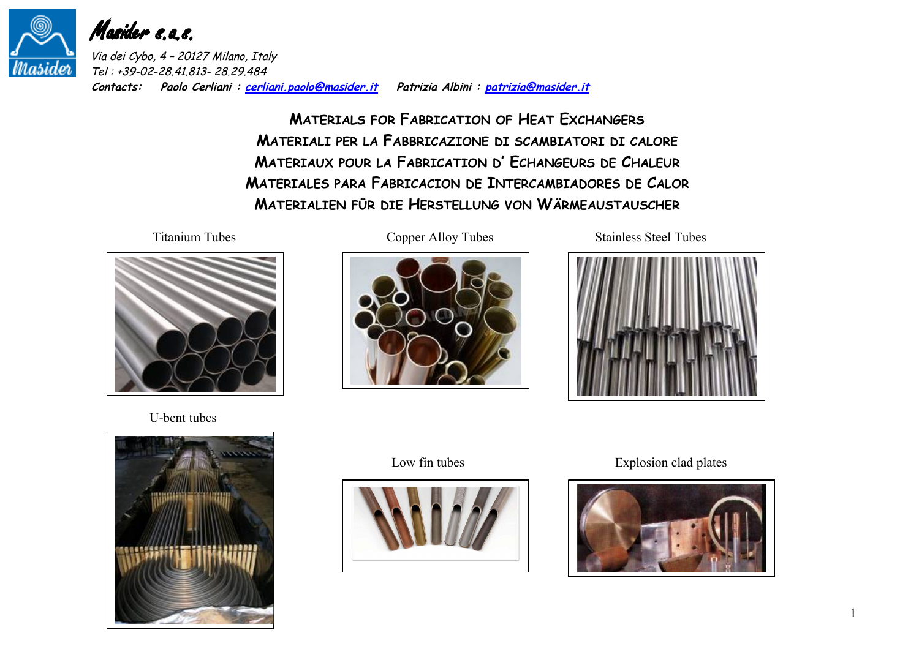**Masider s.a.s.**

*Via dei Cybo, 4 – 20127 Milano, Italy*
*Tel : +39-02-28.41.813- 28.29.484*
***Contacts:*** ***Paolo Cerliani :*** *cerliani.paolo@masider.it* ***Patrizia Albini :*** *patrizia@masider.it*

# Materials for Fabrication of Heat Exchangers
# Materiali per la Fabbricazione di scambiatori di calore
# Materiaux pour la Fabrication d' Echangeurs de Chaleur
# Materiales para Fabricacion de Intercambiadores de Calor
# Materialien für die Herstellung von Wärmeaustauscher

Titanium Tubes

Copper Alloy Tubes

Stainless Steel Tubes

U-bent tubes

Low fin tubes

Explosion clad plates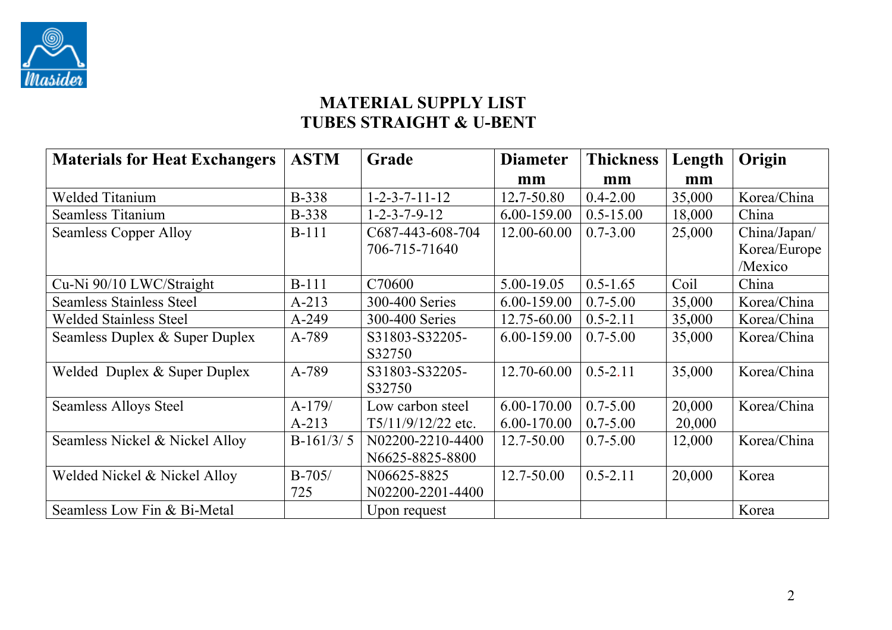# MATERIAL SUPPLY LIST
## TUBES STRAIGHT & U-BENT

| Materials for Heat Exchangers | ASTM | Grade | Diameter mm | Thickness mm | Length mm | Origin |
|---|---|---|---|---|---|---|
| Welded Titanium | B-338 | 1-2-3-7-11-12 | 12.7-50.80 | 0.4-2.00 | 35,000 | Korea/China |
| Seamless Titanium | B-338 | 1-2-3-7-9-12 | 6.00-159.00 | 0.5-15.00 | 18,000 | China |
| Seamless Copper Alloy | B-111 | C687-443-608-704 706-715-71640 | 12.00-60.00 | 0.7-3.00 | 25,000 | China/Japan/ Korea/Europe /Mexico |
| Cu-Ni 90/10 LWC/Straight | B-111 | C70600 | 5.00-19.05 | 0.5-1.65 | Coil | China |
| Seamless Stainless Steel | A-213 | 300-400 Series | 6.00-159.00 | 0.7-5.00 | 35,000 | Korea/China |
| Welded Stainless Steel | A-249 | 300-400 Series | 12.75-60.00 | 0.5-2.11 | 35,000 | Korea/China |
| Seamless Duplex & Super Duplex | A-789 | S31803-S32205-S32750 | 6.00-159.00 | 0.7-5.00 | 35,000 | Korea/China |
| Welded Duplex & Super Duplex | A-789 | S31803-S32205-S32750 | 12.70-60.00 | 0.5-2.11 | 35,000 | Korea/China |
| Seamless Alloys Steel | A-179/ A-213 | Low carbon steel T5/11/9/12/22 etc. | 6.00-170.00 6.00-170.00 | 0.7-5.00 0.7-5.00 | 20,000 20,000 | Korea/China |
| Seamless Nickel & Nickel Alloy | B-161/3/ 5 | N02200-2210-4400 N6625-8825-8800 | 12.7-50.00 | 0.7-5.00 | 12,000 | Korea/China |
| Welded Nickel & Nickel Alloy | B-705/ 725 | N06625-8825 N02200-2201-4400 | 12.7-50.00 | 0.5-2.11 | 20,000 | Korea |
| Seamless Low Fin & Bi-Metal | | Upon request | | | | Korea |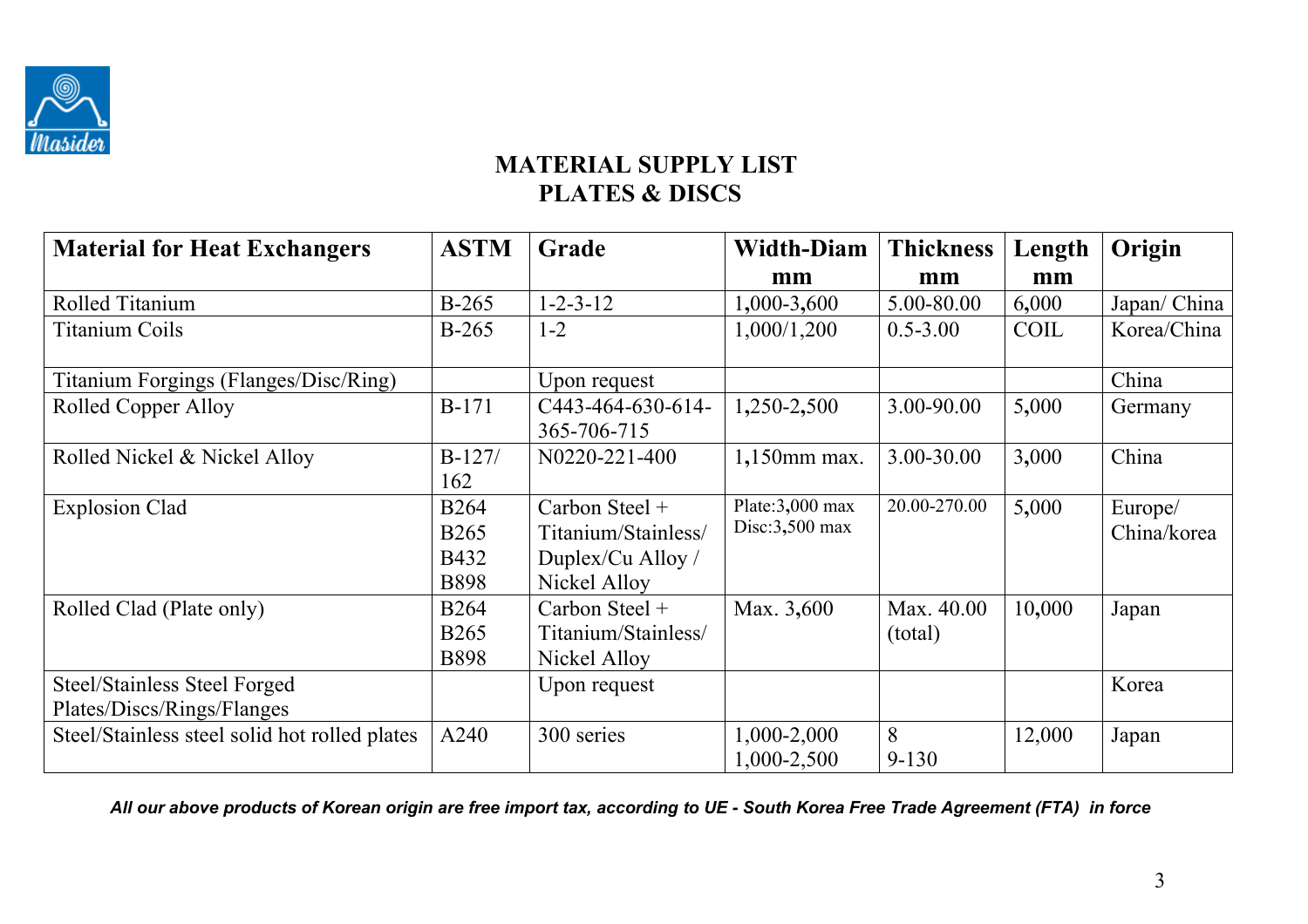# MATERIAL SUPPLY LIST
## PLATES & DISCS

| Material for Heat Exchangers | ASTM | Grade | Width-Diam mm | Thickness mm | Length mm | Origin |
|---|---|---|---|---|---|---|
| Rolled Titanium | B-265 | 1-2-3-12 | 1,000-3,600 | 5.00-80.00 | 6,000 | Japan/ China |
| Titanium Coils | B-265 | 1-2 | 1,000/1,200 | 0.5-3.00 | COIL | Korea/China |
| Titanium Forgings (Flanges/Disc/Ring) | | Upon request | | | | China |
| Rolled Copper Alloy | B-171 | C443-464-630-614-365-706-715 | 1,250-2,500 | 3.00-90.00 | 5,000 | Germany |
| Rolled Nickel & Nickel Alloy | B-127/ 162 | N0220-221-400 | 1,150mm max. | 3.00-30.00 | 3,000 | China |
| Explosion Clad | B264 B265 B432 B898 | Carbon Steel + Titanium/Stainless/ Duplex/Cu Alloy / Nickel Alloy | Plate:3,000 max Disc:3,500 max | 20.00-270.00 | 5,000 | Europe/ China/korea |
| Rolled Clad (Plate only) | B264 B265 B898 | Carbon Steel + Titanium/Stainless/ Nickel Alloy | Max. 3,600 | Max. 40.00 (total) | 10,000 | Japan |
| Steel/Stainless Steel Forged Plates/Discs/Rings/Flanges | | Upon request | | | | Korea |
| Steel/Stainless steel solid hot rolled plates | A240 | 300 series | 1,000-2,000 1,000-2,500 | 8 9-130 | 12,000 | Japan |

***All our above products of Korean origin are free import tax, according to UE - South Korea Free Trade Agreement (FTA) in force***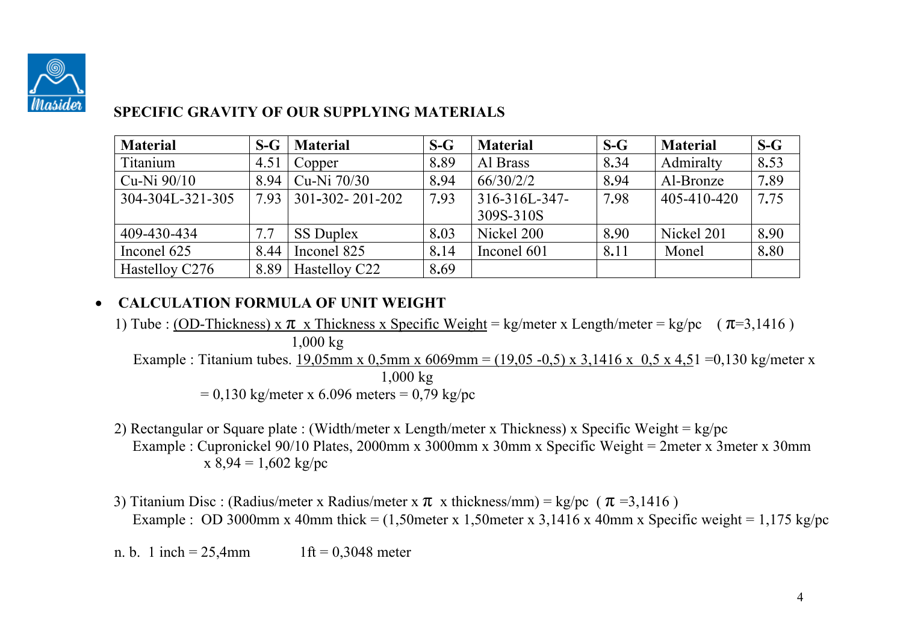## SPECIFIC GRAVITY OF OUR SUPPLYING MATERIALS

| Material | S-G | Material | S-G | Material | S-G | Material | S-G |
|---|---|---|---|---|---|---|---|
| Titanium | 4.51 | Copper | 8.89 | Al Brass | 8.34 | Admiralty | 8.53 |
| Cu-Ni 90/10 | 8.94 | Cu-Ni 70/30 | 8.94 | 66/30/2/2 | 8.94 | Al-Bronze | 7.89 |
| 304-304L-321-305 | 7.93 | 301-302- 201-202 | 7.93 | 316-316L-347-309S-310S | 7.98 | 405-410-420 | 7.75 |
| 409-430-434 | 7.7 | SS Duplex | 8.03 | Nickel 200 | 8.90 | Nickel 201 | 8.90 |
| Inconel 625 | 8.44 | Inconel 825 | 8.14 | Inconel 601 | 8.11 | Monel | 8.80 |
| Hastelloy C276 | 8.89 | Hastelloy C22 | 8.69 | | | | |

- **CALCULATION FORMULA OF UNIT WEIGHT**

1) Tube : $\frac{\text{(OD-Thickness) x } \pi \text{ x Thickness x Specific Weight}}{1{,}000 \text{ kg}}$ = kg/meter x Length/meter = kg/pc ( $\pi$=3,1416 )

   Example : Titanium tubes. $\frac{\text{19,05mm x 0,5mm x 6069mm = (19,05 -0,5) x 3,1416 x 0,5 x 4,51}}{1{,}000 \text{ kg}}$ =0,130 kg/meter x

   = 0,130 kg/meter x 6.096 meters = 0,79 kg/pc

2) Rectangular or Square plate : (Width/meter x Length/meter x Thickness) x Specific Weight = kg/pc

   Example : Cupronickel 90/10 Plates, 2000mm x 3000mm x 30mm x Specific Weight = 2meter x 3meter x 30mm x 8,94 = 1,602 kg/pc

3) Titanium Disc : (Radius/meter x Radius/meter x $\pi$ x thickness/mm) = kg/pc ( $\pi$ =3,1416 )

   Example : OD 3000mm x 40mm thick = (1,50meter x 1,50meter x 3,1416 x 40mm x Specific weight = 1,175 kg/pc

n. b. 1 inch = 25,4mm 1ft = 0,3048 meter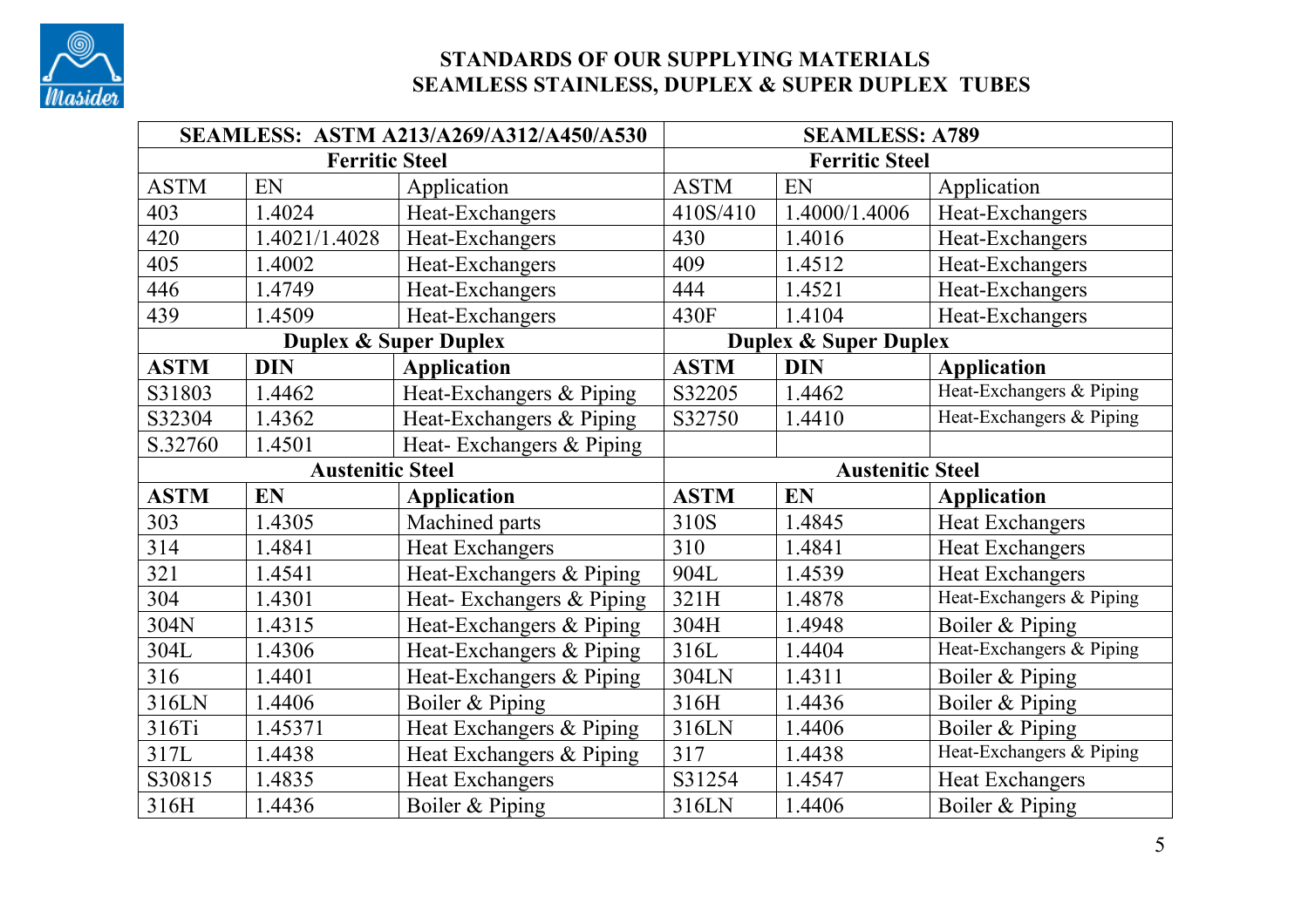# STANDARDS OF OUR SUPPLYING MATERIALS
## SEAMLESS STAINLESS, DUPLEX & SUPER DUPLEX TUBES

| **SEAMLESS: ASTM A213/A269/A312/A450/A530** | | | **SEAMLESS: A789** | | |
|---|---|---|---|---|---|
| **Ferritic Steel** | | | **Ferritic Steel** | | |
| ASTM | EN | Application | ASTM | EN | Application |
| 403 | 1.4024 | Heat-Exchangers | 410S/410 | 1.4000/1.4006 | Heat-Exchangers |
| 420 | 1.4021/1.4028 | Heat-Exchangers | 430 | 1.4016 | Heat-Exchangers |
| 405 | 1.4002 | Heat-Exchangers | 409 | 1.4512 | Heat-Exchangers |
| 446 | 1.4749 | Heat-Exchangers | 444 | 1.4521 | Heat-Exchangers |
| 439 | 1.4509 | Heat-Exchangers | 430F | 1.4104 | Heat-Exchangers |
| **Duplex & Super Duplex** | | | **Duplex & Super Duplex** | | |
| **ASTM** | **DIN** | **Application** | **ASTM** | **DIN** | **Application** |
| S31803 | 1.4462 | Heat-Exchangers & Piping | S32205 | 1.4462 | Heat-Exchangers & Piping |
| S32304 | 1.4362 | Heat-Exchangers & Piping | S32750 | 1.4410 | Heat-Exchangers & Piping |
| S.32760 | 1.4501 | Heat- Exchangers & Piping | | | |
| **Austenitic Steel** | | | **Austenitic Steel** | | |
| **ASTM** | **EN** | **Application** | **ASTM** | **EN** | **Application** |
| 303 | 1.4305 | Machined parts | 310S | 1.4845 | Heat Exchangers |
| 314 | 1.4841 | Heat Exchangers | 310 | 1.4841 | Heat Exchangers |
| 321 | 1.4541 | Heat-Exchangers & Piping | 904L | 1.4539 | Heat Exchangers |
| 304 | 1.4301 | Heat- Exchangers & Piping | 321H | 1.4878 | Heat-Exchangers & Piping |
| 304N | 1.4315 | Heat-Exchangers & Piping | 304H | 1.4948 | Boiler & Piping |
| 304L | 1.4306 | Heat-Exchangers & Piping | 316L | 1.4404 | Heat-Exchangers & Piping |
| 316 | 1.4401 | Heat-Exchangers & Piping | 304LN | 1.4311 | Boiler & Piping |
| 316LN | 1.4406 | Boiler & Piping | 316H | 1.4436 | Boiler & Piping |
| 316Ti | 1.45371 | Heat Exchangers & Piping | 316LN | 1.4406 | Boiler & Piping |
| 317L | 1.4438 | Heat Exchangers & Piping | 317 | 1.4438 | Heat-Exchangers & Piping |
| S30815 | 1.4835 | Heat Exchangers | S31254 | 1.4547 | Heat Exchangers |
| 316H | 1.4436 | Boiler & Piping | 316LN | 1.4406 | Boiler & Piping |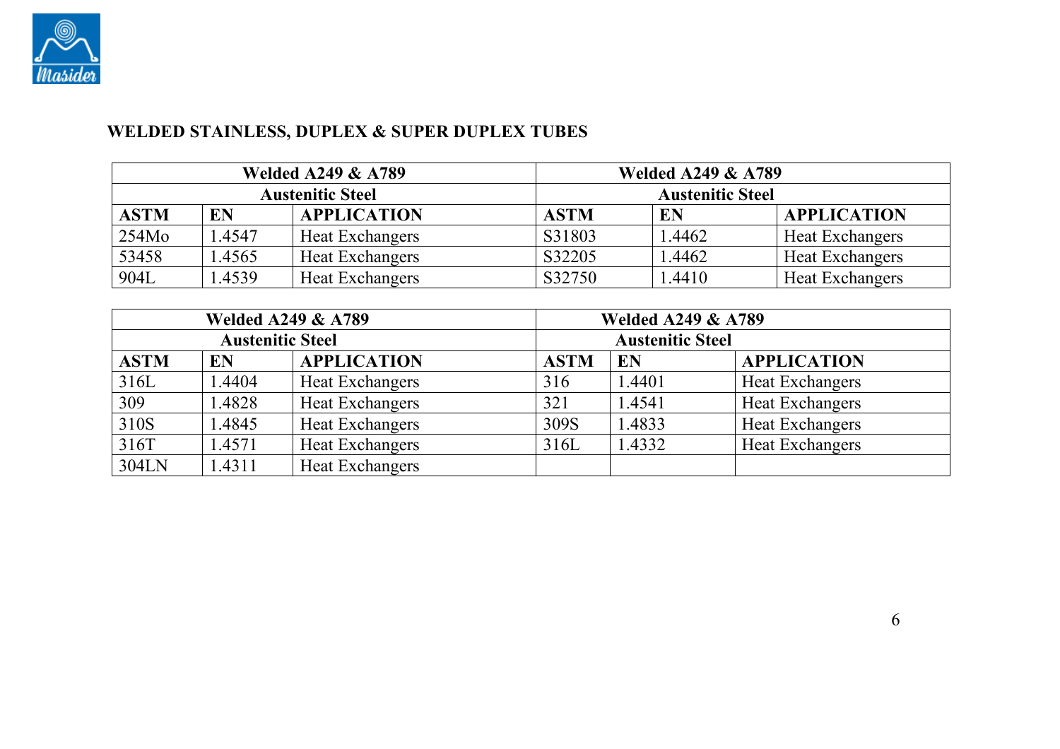## WELDED STAINLESS, DUPLEX & SUPER DUPLEX TUBES

| Welded A249 & A789 | | | Welded A249 & A789 | | |
|---|---|---|---|---|---|
| Austenitic Steel | | | Austenitic Steel | | |
| **ASTM** | **EN** | **APPLICATION** | **ASTM** | **EN** | **APPLICATION** |
| 254Mo | 1.4547 | Heat Exchangers | S31803 | 1.4462 | Heat Exchangers |
| 53458 | 1.4565 | Heat Exchangers | S32205 | 1.4462 | Heat Exchangers |
| 904L | 1.4539 | Heat Exchangers | S32750 | 1.4410 | Heat Exchangers |

| Welded A249 & A789 | | | Welded A249 & A789 | | |
|---|---|---|---|---|---|
| Austenitic Steel | | | Austenitic Steel | | |
| **ASTM** | **EN** | **APPLICATION** | **ASTM** | **EN** | **APPLICATION** |
| 316L | 1.4404 | Heat Exchangers | 316 | 1.4401 | Heat Exchangers |
| 309 | 1.4828 | Heat Exchangers | 321 | 1.4541 | Heat Exchangers |
| 310S | 1.4845 | Heat Exchangers | 309S | 1.4833 | Heat Exchangers |
| 316T | 1.4571 | Heat Exchangers | 316L | 1.4332 | Heat Exchangers |
| 304LN | 1.4311 | Heat Exchangers | | | |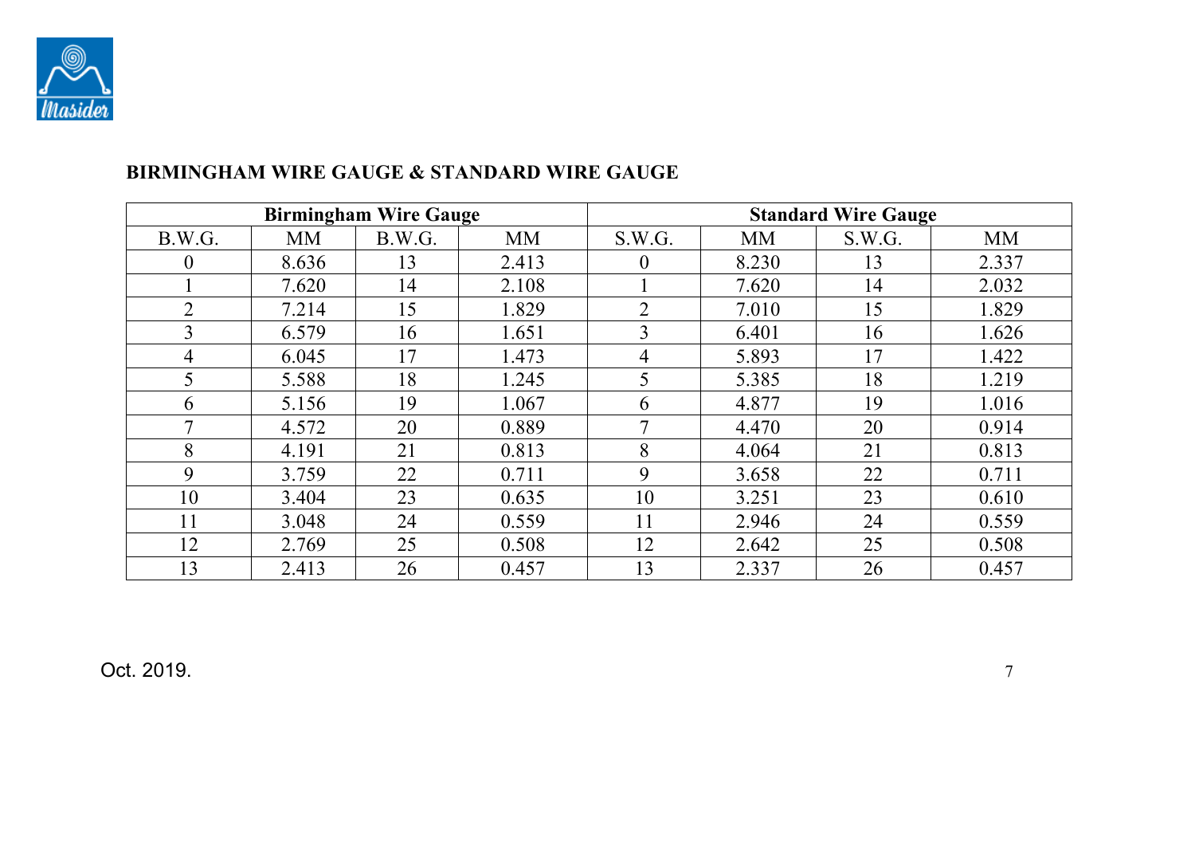## BIRMINGHAM WIRE GAUGE & STANDARD WIRE GAUGE

| Birmingham Wire Gauge | | | | Standard Wire Gauge | | | |
|---|---|---|---|---|---|---|---|
| B.W.G. | MM | B.W.G. | MM | S.W.G. | MM | S.W.G. | MM |
| 0 | 8.636 | 13 | 2.413 | 0 | 8.230 | 13 | 2.337 |
| 1 | 7.620 | 14 | 2.108 | 1 | 7.620 | 14 | 2.032 |
| 2 | 7.214 | 15 | 1.829 | 2 | 7.010 | 15 | 1.829 |
| 3 | 6.579 | 16 | 1.651 | 3 | 6.401 | 16 | 1.626 |
| 4 | 6.045 | 17 | 1.473 | 4 | 5.893 | 17 | 1.422 |
| 5 | 5.588 | 18 | 1.245 | 5 | 5.385 | 18 | 1.219 |
| 6 | 5.156 | 19 | 1.067 | 6 | 4.877 | 19 | 1.016 |
| 7 | 4.572 | 20 | 0.889 | 7 | 4.470 | 20 | 0.914 |
| 8 | 4.191 | 21 | 0.813 | 8 | 4.064 | 21 | 0.813 |
| 9 | 3.759 | 22 | 0.711 | 9 | 3.658 | 22 | 0.711 |
| 10 | 3.404 | 23 | 0.635 | 10 | 3.251 | 23 | 0.610 |
| 11 | 3.048 | 24 | 0.559 | 11 | 2.946 | 24 | 0.559 |
| 12 | 2.769 | 25 | 0.508 | 12 | 2.642 | 25 | 0.508 |
| 13 | 2.413 | 26 | 0.457 | 13 | 2.337 | 26 | 0.457 |

Oct. 2019.